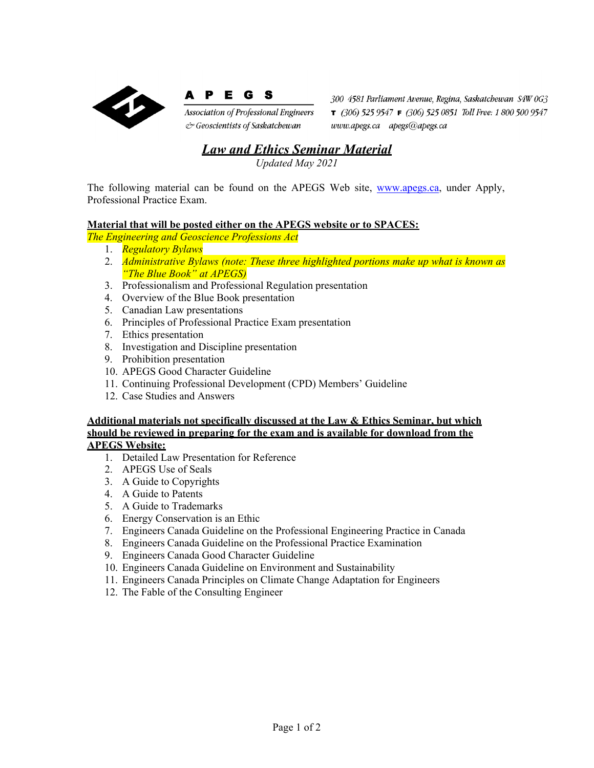**APEGS**

*Association of Professional Engineers & Geoscientists of Saskatchewan*

*300 4581 Parliament Avenue, Regina, Saskatchewan S4W 0G3*
*T (306) 525 9547 F (306) 525 0851 Toll Free: 1 800 500 9547*
*www.apegs.ca apegs@apegs.ca*

# ***Law and Ethics Seminar Material***

*Updated May 2021*

The following material can be found on the APEGS Web site, www.apegs.ca, under Apply, Professional Practice Exam.

**Material that will be posted either on the APEGS website or to SPACES:**

*The Engineering and Geoscience Professions Act*

1. *Regulatory Bylaws*
2. *Administrative Bylaws (note: These three highlighted portions make up what is known as "The Blue Book" at APEGS)*
3. Professionalism and Professional Regulation presentation
4. Overview of the Blue Book presentation
5. Canadian Law presentations
6. Principles of Professional Practice Exam presentation
7. Ethics presentation
8. Investigation and Discipline presentation
9. Prohibition presentation
10. APEGS Good Character Guideline
11. Continuing Professional Development (CPD) Members' Guideline
12. Case Studies and Answers

**Additional materials not specifically discussed at the Law & Ethics Seminar, but which should be reviewed in preparing for the exam and is available for download from the APEGS Website:**

1. Detailed Law Presentation for Reference
2. APEGS Use of Seals
3. A Guide to Copyrights
4. A Guide to Patents
5. A Guide to Trademarks
6. Energy Conservation is an Ethic
7. Engineers Canada Guideline on the Professional Engineering Practice in Canada
8. Engineers Canada Guideline on the Professional Practice Examination
9. Engineers Canada Good Character Guideline
10. Engineers Canada Guideline on Environment and Sustainability
11. Engineers Canada Principles on Climate Change Adaptation for Engineers
12. The Fable of the Consulting Engineer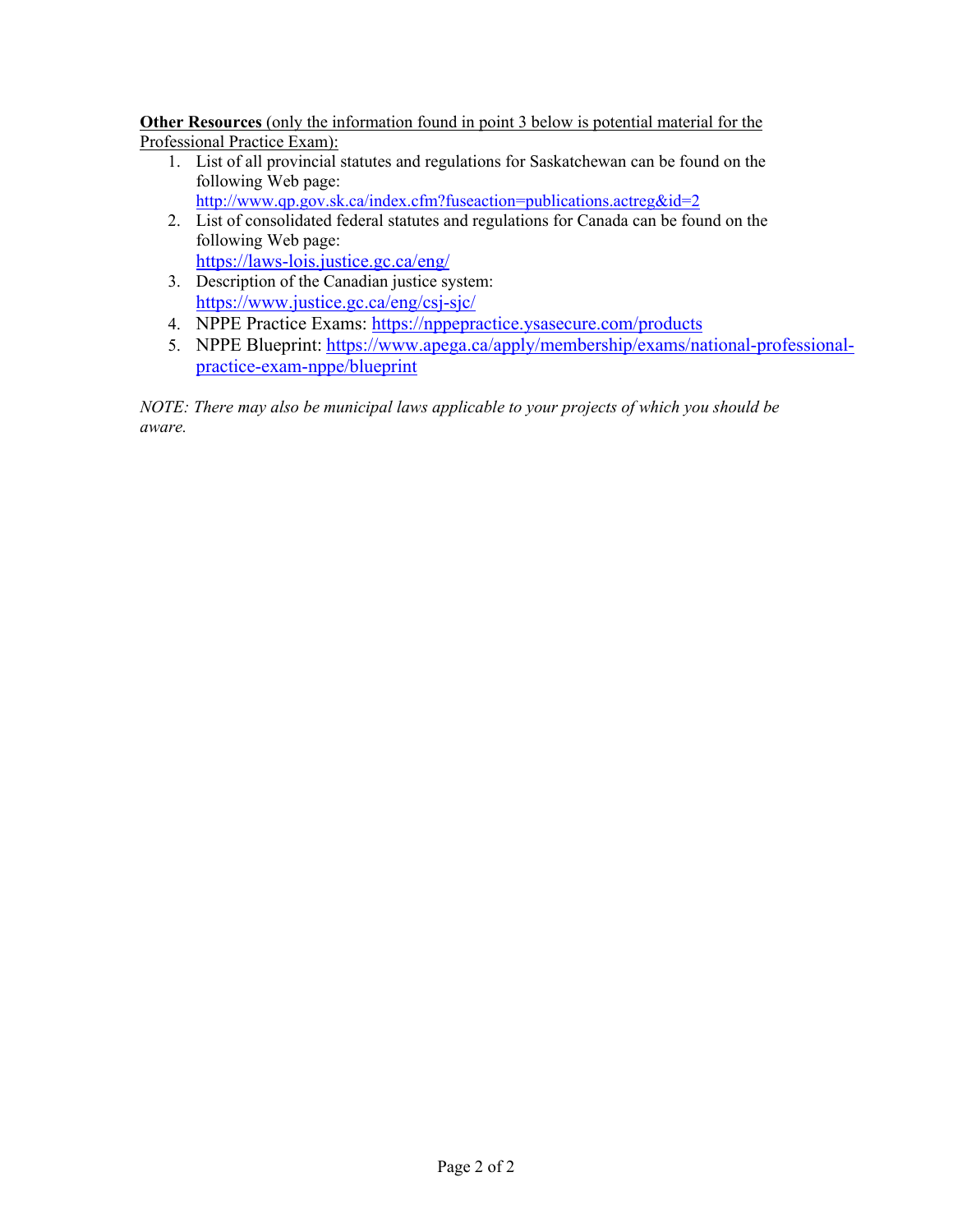**Other Resources** (only the information found in point 3 below is potential material for the Professional Practice Exam):

1. List of all provincial statutes and regulations for Saskatchewan can be found on the following Web page: http://www.qp.gov.sk.ca/index.cfm?fuseaction=publications.actreg&id=2
2. List of consolidated federal statutes and regulations for Canada can be found on the following Web page: https://laws-lois.justice.gc.ca/eng/
3. Description of the Canadian justice system: https://www.justice.gc.ca/eng/csj-sjc/
4. NPPE Practice Exams: https://nppepractice.ysasecure.com/products
5. NPPE Blueprint: https://www.apega.ca/apply/membership/exams/national-professional-practice-exam-nppe/blueprint

*NOTE: There may also be municipal laws applicable to your projects of which you should be aware.*